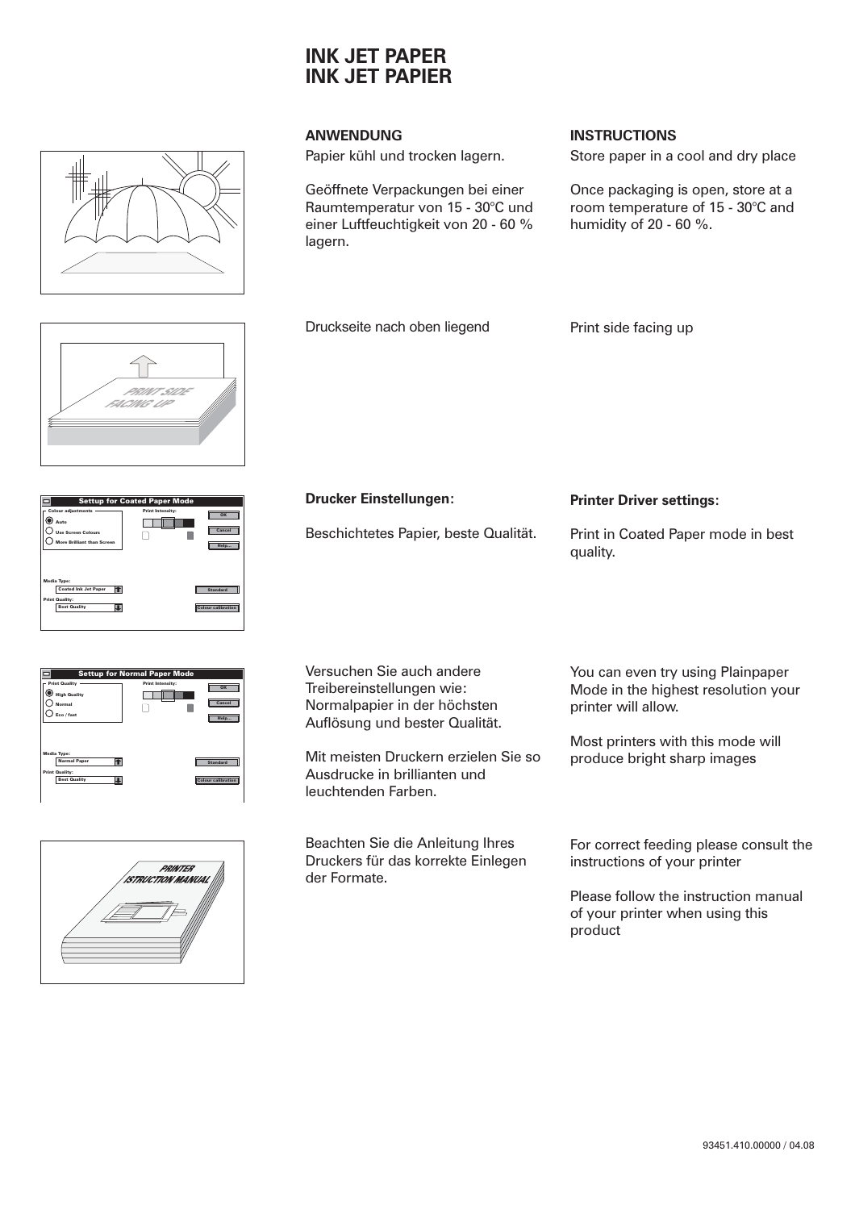# INK JET PAPER
# INK JET PAPIER

## ANWENDUNG

Papier kühl und trocken lagern.

Geöffnete Verpackungen bei einer Raumtemperatur von 15 - 30°C und einer Luftfeuchtigkeit von 20 - 60 % lagern.

## INSTRUCTIONS

Store paper in a cool and dry place

Once packaging is open, store at a room temperature of 15 - 30°C and humidity of 20 - 60 %.

Druckseite nach oben liegend

Print side facing up

**Drucker Einstellungen:**

Beschichtetes Papier, beste Qualität.

**Printer Driver settings:**

Print in Coated Paper mode in best quality.

Versuchen Sie auch andere Treibereinstellungen wie: Normalpapier in der höchsten Auflösung und bester Qualität.

Mit meisten Druckern erzielen Sie so Ausdrucke in brillianten und leuchtenden Farben.

You can even try using Plainpaper Mode in the highest resolution your printer will allow.

Most printers with this mode will produce bright sharp images

Beachten Sie die Anleitung Ihres Druckers für das korrekte Einlegen der Formate.

For correct feeding please consult the instructions of your printer

Please follow the instruction manual of your printer when using this product

93451.410.00000 / 04.08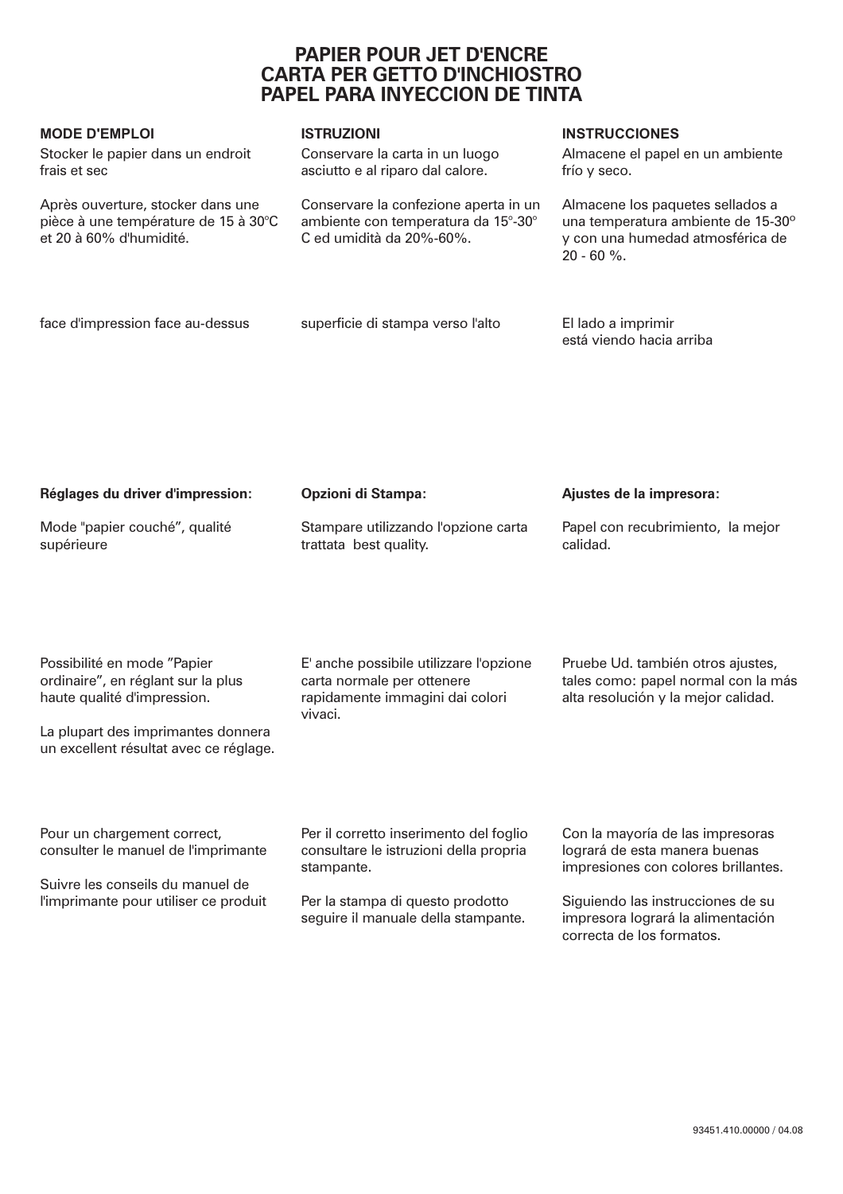# PAPIER POUR JET D'ENCRE
# CARTA PER GETTO D'INCHIOSTRO
# PAPEL PARA INYECCION DE TINTA

**MODE D'EMPLOI**

Stocker le papier dans un endroit frais et sec

Après ouverture, stocker dans une pièce à une température de 15 à 30°C et 20 à 60% d'humidité.

face d'impression face au-dessus

**Réglages du driver d'impression:**

Mode "papier couché", qualité supérieure

Possibilité en mode "Papier ordinaire", en réglant sur la plus haute qualité d'impression.

La plupart des imprimantes donnera un excellent résultat avec ce réglage.

Pour un chargement correct, consulter le manuel de l'imprimante

Suivre les conseils du manuel de l'imprimante pour utiliser ce produit

**ISTRUZIONI**

Conservare la carta in un luogo asciutto e al riparo dal calore.

Conservare la confezione aperta in un ambiente con temperatura da 15°-30° C ed umidità da 20%-60%.

superficie di stampa verso l'alto

**Opzioni di Stampa:**

Stampare utilizzando l'opzione carta trattata best quality.

E' anche possibile utilizzare l'opzione carta normale per ottenere rapidamente immagini dai colori vivaci.

Per il corretto inserimento del foglio consultare le istruzioni della propria stampante.

Per la stampa di questo prodotto seguire il manuale della stampante.

**INSTRUCCIONES**

Almacene el papel en un ambiente frío y seco.

Almacene los paquetes sellados a una temperatura ambiente de 15-30º y con una humedad atmosférica de 20 - 60 %.

El lado a imprimir
está viendo hacia arriba

**Ajustes de la impresora:**

Papel con recubrimiento, la mejor calidad.

Pruebe Ud. también otros ajustes, tales como: papel normal con la más alta resolución y la mejor calidad.

Con la mayoría de las impresoras logrará de esta manera buenas impresiones con colores brillantes.

Siguiendo las instrucciones de su impresora logrará la alimentación correcta de los formatos.

93451.410.00000 / 04.08